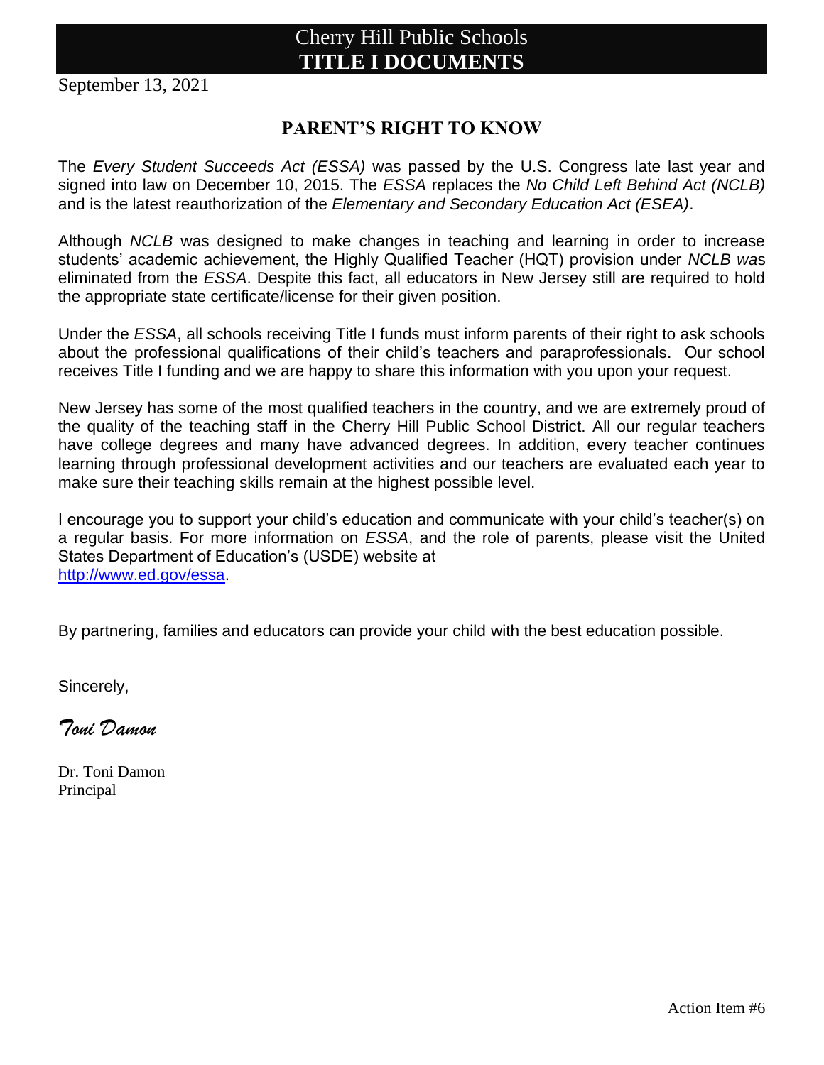# Cherry Hill Public Schools
# **TITLE I DOCUMENTS**

September 13, 2021

## PARENT'S RIGHT TO KNOW

The *Every Student Succeeds Act (ESSA)* was passed by the U.S. Congress late last year and signed into law on December 10, 2015. The *ESSA* replaces the *No Child Left Behind Act (NCLB)* and is the latest reauthorization of the *Elementary and Secondary Education Act (ESEA)*.

Although *NCLB* was designed to make changes in teaching and learning in order to increase students' academic achievement, the Highly Qualified Teacher (HQT) provision under *NCLB wa*s eliminated from the *ESSA*. Despite this fact, all educators in New Jersey still are required to hold the appropriate state certificate/license for their given position.

Under the *ESSA*, all schools receiving Title I funds must inform parents of their right to ask schools about the professional qualifications of their child's teachers and paraprofessionals. Our school receives Title I funding and we are happy to share this information with you upon your request.

New Jersey has some of the most qualified teachers in the country, and we are extremely proud of the quality of the teaching staff in the Cherry Hill Public School District. All our regular teachers have college degrees and many have advanced degrees. In addition, every teacher continues learning through professional development activities and our teachers are evaluated each year to make sure their teaching skills remain at the highest possible level.

I encourage you to support your child's education and communicate with your child's teacher(s) on a regular basis. For more information on *ESSA*, and the role of parents, please visit the United States Department of Education's (USDE) website at
http://www.ed.gov/essa.

By partnering, families and educators can provide your child with the best education possible.

Sincerely,

*Toni Damon*

Dr. Toni Damon
Principal

Action Item #6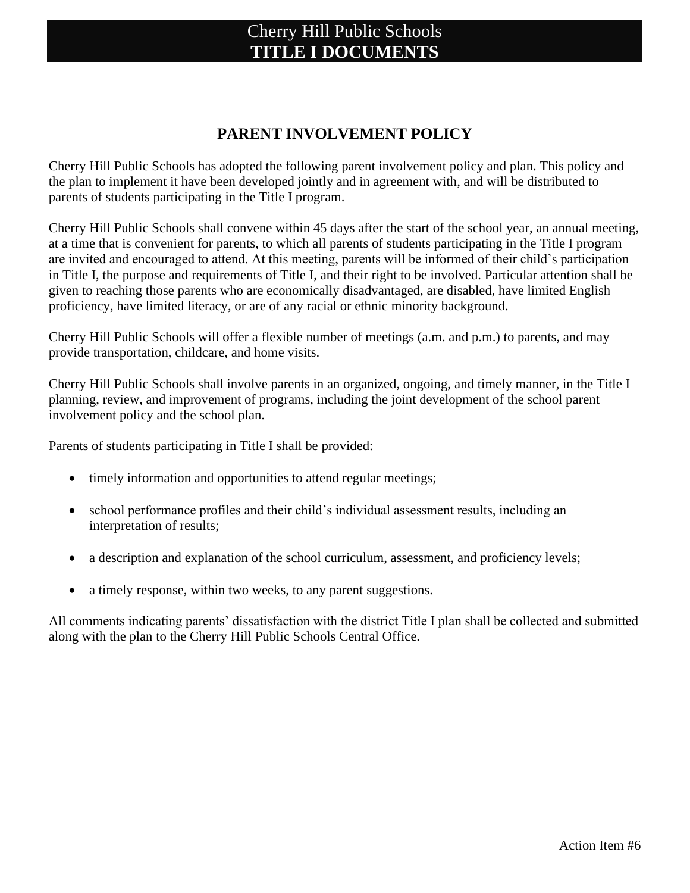# PARENT INVOLVEMENT POLICY

Cherry Hill Public Schools has adopted the following parent involvement policy and plan. This policy and the plan to implement it have been developed jointly and in agreement with, and will be distributed to parents of students participating in the Title I program.

Cherry Hill Public Schools shall convene within 45 days after the start of the school year, an annual meeting, at a time that is convenient for parents, to which all parents of students participating in the Title I program are invited and encouraged to attend. At this meeting, parents will be informed of their child's participation in Title I, the purpose and requirements of Title I, and their right to be involved. Particular attention shall be given to reaching those parents who are economically disadvantaged, are disabled, have limited English proficiency, have limited literacy, or are of any racial or ethnic minority background.

Cherry Hill Public Schools will offer a flexible number of meetings (a.m. and p.m.) to parents, and may provide transportation, childcare, and home visits.

Cherry Hill Public Schools shall involve parents in an organized, ongoing, and timely manner, in the Title I planning, review, and improvement of programs, including the joint development of the school parent involvement policy and the school plan.

Parents of students participating in Title I shall be provided:

- timely information and opportunities to attend regular meetings;
- school performance profiles and their child's individual assessment results, including an interpretation of results;
- a description and explanation of the school curriculum, assessment, and proficiency levels;
- a timely response, within two weeks, to any parent suggestions.

All comments indicating parents' dissatisfaction with the district Title I plan shall be collected and submitted along with the plan to the Cherry Hill Public Schools Central Office.

Action Item #6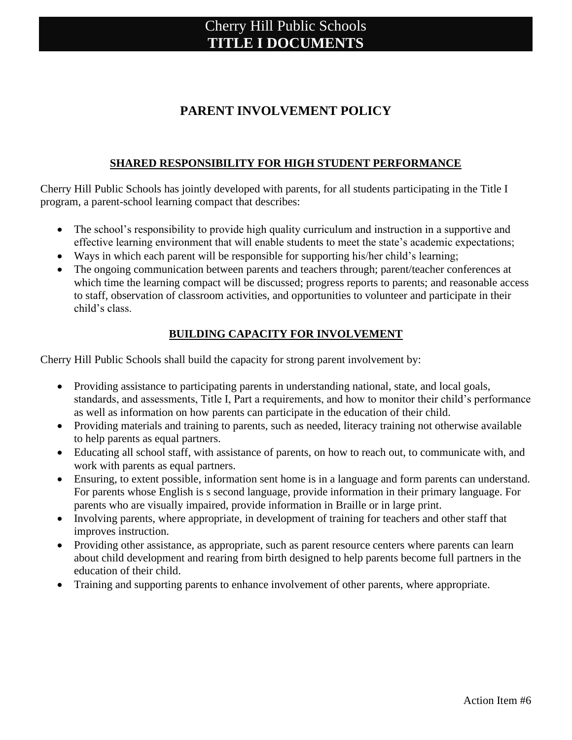# Cherry Hill Public Schools
# TITLE I DOCUMENTS

## PARENT INVOLVEMENT POLICY

### SHARED RESPONSIBILITY FOR HIGH STUDENT PERFORMANCE

Cherry Hill Public Schools has jointly developed with parents, for all students participating in the Title I program, a parent-school learning compact that describes:

- The school's responsibility to provide high quality curriculum and instruction in a supportive and effective learning environment that will enable students to meet the state's academic expectations;
- Ways in which each parent will be responsible for supporting his/her child's learning;
- The ongoing communication between parents and teachers through; parent/teacher conferences at which time the learning compact will be discussed; progress reports to parents; and reasonable access to staff, observation of classroom activities, and opportunities to volunteer and participate in their child's class.

### BUILDING CAPACITY FOR INVOLVEMENT

Cherry Hill Public Schools shall build the capacity for strong parent involvement by:

- Providing assistance to participating parents in understanding national, state, and local goals, standards, and assessments, Title I, Part a requirements, and how to monitor their child's performance as well as information on how parents can participate in the education of their child.
- Providing materials and training to parents, such as needed, literacy training not otherwise available to help parents as equal partners.
- Educating all school staff, with assistance of parents, on how to reach out, to communicate with, and work with parents as equal partners.
- Ensuring, to extent possible, information sent home is in a language and form parents can understand. For parents whose English is s second language, provide information in their primary language. For parents who are visually impaired, provide information in Braille or in large print.
- Involving parents, where appropriate, in development of training for teachers and other staff that improves instruction.
- Providing other assistance, as appropriate, such as parent resource centers where parents can learn about child development and rearing from birth designed to help parents become full partners in the education of their child.
- Training and supporting parents to enhance involvement of other parents, where appropriate.

Action Item #6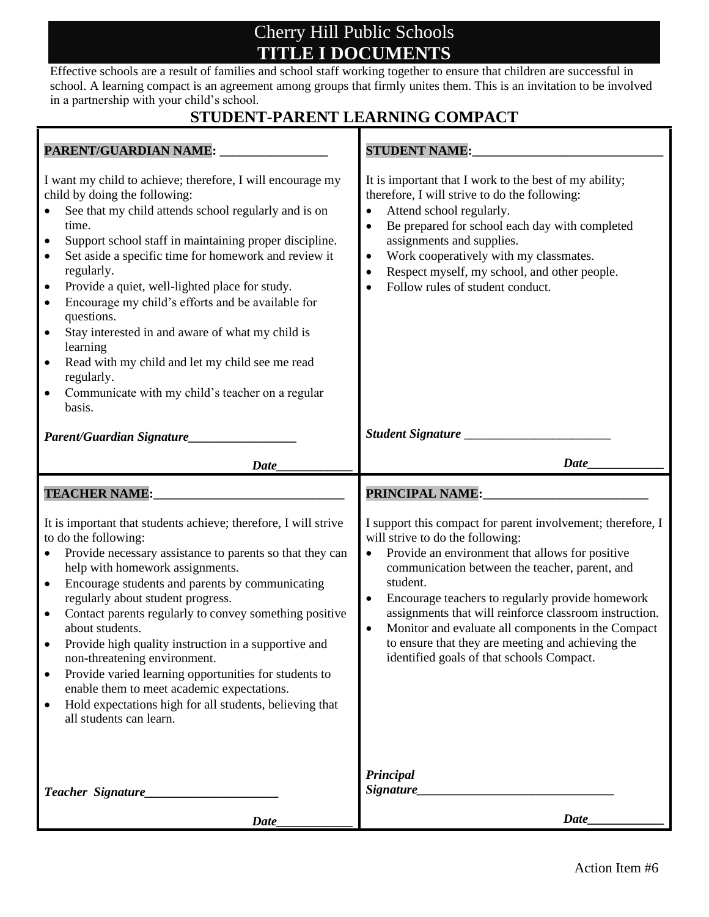# Cherry Hill Public Schools
# TITLE I DOCUMENTS

Effective schools are a result of families and school staff working together to ensure that children are successful in school. A learning compact is an agreement among groups that firmly unites them. This is an invitation to be involved in a partnership with your child's school.

## STUDENT-PARENT LEARNING COMPACT

**PARENT/GUARDIAN NAME: _________________**

I want my child to achieve; therefore, I will encourage my child by doing the following:

- See that my child attends school regularly and is on time.
- Support school staff in maintaining proper discipline.
- Set aside a specific time for homework and review it regularly.
- Provide a quiet, well-lighted place for study.
- Encourage my child's efforts and be available for questions.
- Stay interested in and aware of what my child is learning
- Read with my child and let my child see me read regularly.
- Communicate with my child's teacher on a regular basis.

***Parent/Guardian Signature_________________***

***Date____________***

**STUDENT NAME:______________________________**

It is important that I work to the best of my ability; therefore, I will strive to do the following:

- Attend school regularly.
- Be prepared for school each day with completed assignments and supplies.
- Work cooperatively with my classmates.
- Respect myself, my school, and other people.
- Follow rules of student conduct.

***Student Signature*** _______________________

***Date____________***

**TEACHER NAME:______________________________**

It is important that students achieve; therefore, I will strive to do the following:

- Provide necessary assistance to parents so that they can help with homework assignments.
- Encourage students and parents by communicating regularly about student progress.
- Contact parents regularly to convey something positive about students.
- Provide high quality instruction in a supportive and non-threatening environment.
- Provide varied learning opportunities for students to enable them to meet academic expectations.
- Hold expectations high for all students, believing that all students can learn.

***Teacher Signature_____________________***

***Date____________***

**PRINCIPAL NAME:__________________________**

I support this compact for parent involvement; therefore, I will strive to do the following:

- Provide an environment that allows for positive communication between the teacher, parent, and student.
- Encourage teachers to regularly provide homework assignments that will reinforce classroom instruction.
- Monitor and evaluate all components in the Compact to ensure that they are meeting and achieving the identified goals of that schools Compact.

***Principal Signature_______________________________***

***Date____________***

Action Item #6